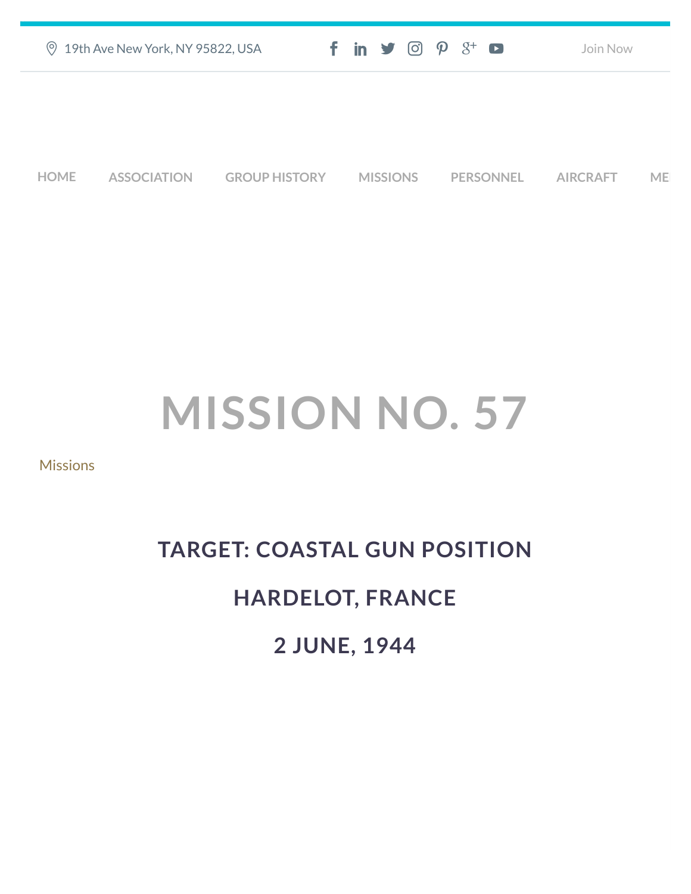19th Ave New York, NY 95822, USA

Join Now

HOME ASSOCIATION GROUP HISTORY MISSIONS PERSONNEL AIRCRAFT ME

# MISSION NO. 57

Missions

## TARGET: COASTAL GUN POSITION

## HARDELOT, FRANCE

## 2 JUNE, 1944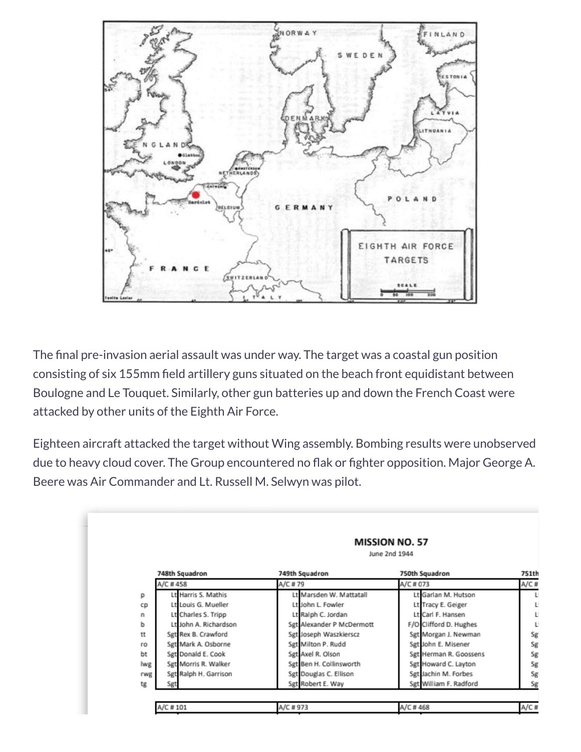The final pre-invasion aerial assault was under way. The target was a coastal gun position consisting of six 155mm field artillery guns situated on the beach front equidistant between Boulogne and Le Touquet. Similarly, other gun batteries up and down the French Coast were attacked by other units of the Eighth Air Force.

Eighteen aircraft attacked the target without Wing assembly. Bombing results were unobserved due to heavy cloud cover. The Group encountered no flak or fighter opposition. Major George A. Beere was Air Commander and Lt. Russell M. Selwyn was pilot.

## MISSION NO. 57

June 2nd 1944

| | 748th Squadron | | 749th Squadron | | 750th Squadron | | 751th |
|---|---|---|---|---|---|---|---|
| | A/C # 458 | | A/C # 79 | | A/C # 073 | | A/C # |
| p | Lt | Harris S. Mathis | Lt | Marsden W. Mattatall | Lt | Garlan M. Hutson | L |
| cp | Lt | Louis G. Mueller | Lt | John L. Fowler | Lt | Tracy E. Geiger | L |
| n | Lt | Charles S. Tripp | Lt | Ralph C. Jordan | Lt | Carl F. Hansen | L |
| b | Lt | John A. Richardson | Sgt | Alexander P McDermott | F/O | Clifford D. Hughes | L |
| tt | Sgt | Rex B. Crawford | Sgt | Joseph Waszkiersсz | Sgt | Morgan J. Newman | Sg |
| ro | Sgt | Mark A. Osborne | Sgt | Milton P. Rudd | Sgt | John E. Misener | Sg |
| bt | Sgt | Donald E. Cook | Sgt | Axel R. Olson | Sgt | Herman R. Goossens | Sg |
| lwg | Sgt | Morris R. Walker | Sgt | Ben H. Collinsworth | Sgt | Howard C. Layton | Sg |
| rwg | Sgt | Ralph H. Garrison | Sgt | Douglas C. Ellison | Sgt | Jachin M. Forbes | Sg |
| tg | Sgt | | Sgt | Robert E. Way | Sgt | William F. Radford | Sg |
| | A/C # 101 | | A/C # 973 | | A/C # 468 | | A/C # |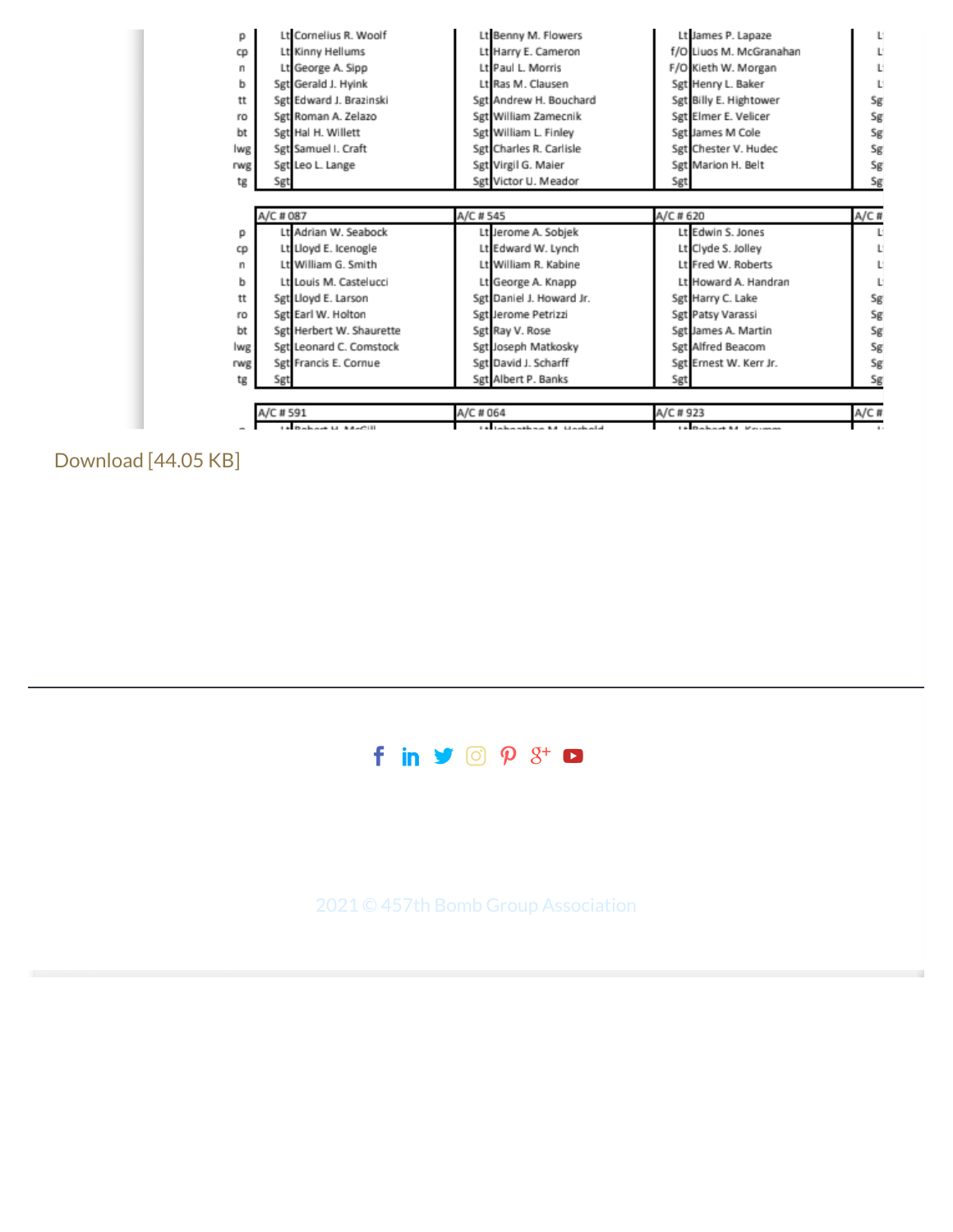| | | | | | | | | |
|---|---|---|---|---|---|---|---|---|
| p | Lt | Cornelius R. Woolf | Lt | Benny M. Flowers | Lt | James P. Lapaze | L |
| cp | Lt | Kinny Hellums | Lt | Harry E. Cameron | f/O | Liuos M. McGranahan | L |
| n | Lt | George A. Sipp | Lt | Paul L. Morris | F/O | Kieth W. Morgan | L |
| b | Sgt | Gerald J. Hyink | Lt | Ras M. Clausen | Sgt | Henry L. Baker | L |
| tt | Sgt | Edward J. Brazinski | Sgt | Andrew H. Bouchard | Sgt | Billy E. Hightower | Sg |
| ro | Sgt | Roman A. Zelazo | Sgt | William Zamecnik | Sgt | Elmer E. Velicer | Sg |
| bt | Sgt | Hal H. Willett | Sgt | William L. Finley | Sgt | James M Cole | Sg |
| lwg | Sgt | Samuel I. Craft | Sgt | Charles R. Carlisle | Sgt | Chester V. Hudec | Sg |
| rwg | Sgt | Leo L. Lange | Sgt | Virgil G. Maier | Sgt | Marion H. Belt | Sg |
| tg | Sgt | | Sgt | Victor U. Meador | Sgt | | Sg |

| | A/C # 087 | | A/C # 545 | | A/C # 620 | | A/C # |
|---|---|---|---|---|---|---|---|
| p | Lt | Adrian W. Seabock | Lt | Jerome A. Sobjek | Lt | Edwin S. Jones | L |
| cp | Lt | Lloyd E. Icenogle | Lt | Edward W. Lynch | Lt | Clyde S. Jolley | L |
| n | Lt | William G. Smith | Lt | William R. Kabine | Lt | Fred W. Roberts | L |
| b | Lt | Louis M. Castelucci | Lt | George A. Knapp | Lt | Howard A. Handran | L |
| tt | Sgt | Lloyd E. Larson | Sgt | Daniel J. Howard Jr. | Sgt | Harry C. Lake | Sg |
| ro | Sgt | Earl W. Holton | Sgt | Jerome Petrizzi | Sgt | Patsy Varassi | Sg |
| bt | Sgt | Herbert W. Shaurette | Sgt | Ray V. Rose | Sgt | James A. Martin | Sg |
| lwg | Sgt | Leonard C. Comstock | Sgt | Joseph Matkosky | Sgt | Alfred Beacom | Sg |
| rwg | Sgt | Francis E. Cornue | Sgt | David J. Scharff | Sgt | Ernest W. Kerr Jr. | Sg |
| tg | Sgt | | Sgt | Albert P. Banks | Sgt | | Sg |

| | A/C # 591 | | A/C # 064 | | A/C # 923 | | A/C # |
|---|---|---|---|---|---|---|---|
| p | Lt | Robert H. McGill | Lt | Johnathan M. Herbold | Lt | Robert M. Krumm | L |

Download [44.05 KB]

2021 © 457th Bomb Group Association